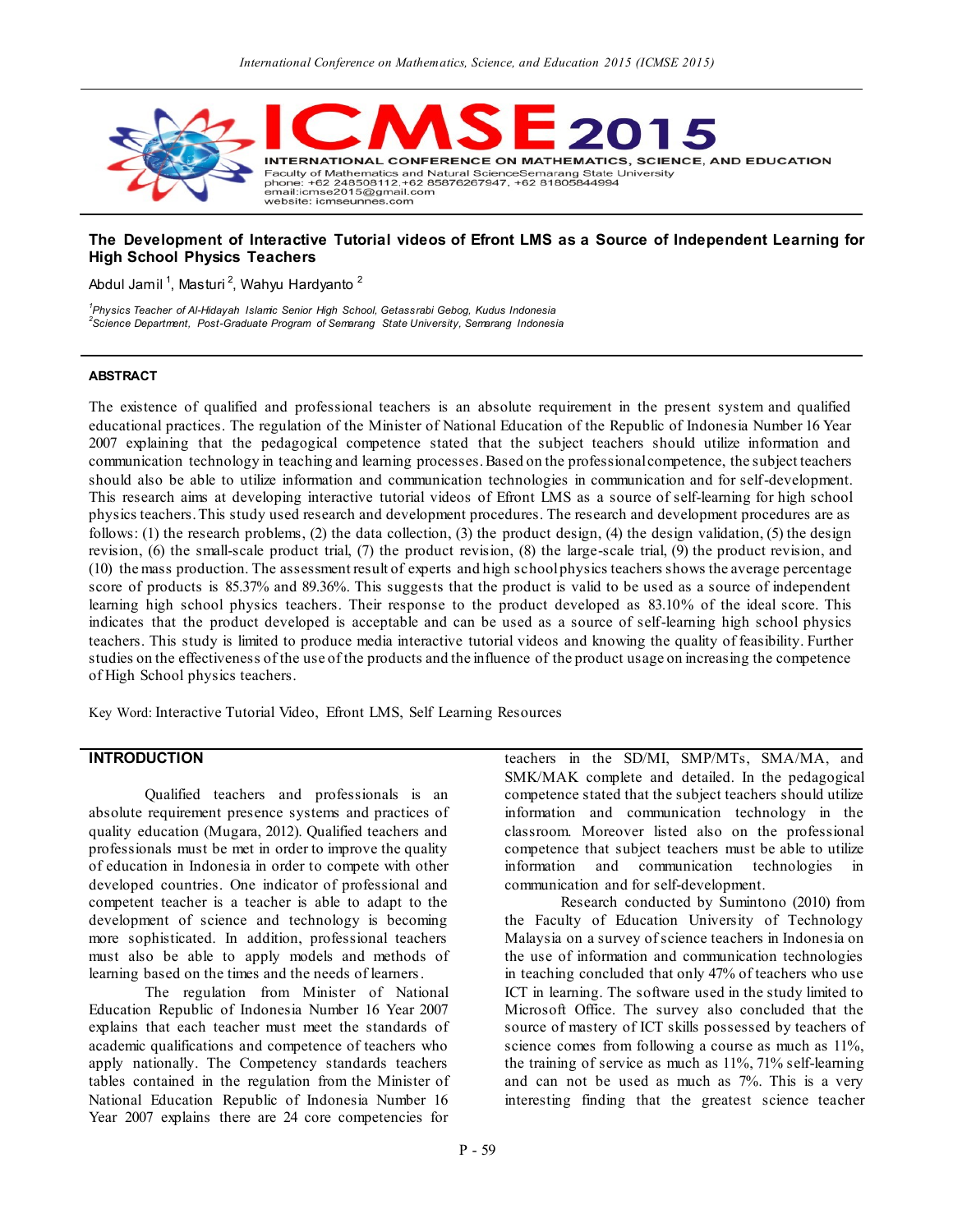# The Development of Interactive Tutorial videos of Efront LMS as a Source of Independent Learning for High School Physics Teachers

Abdul Jamil [1], Masturi [2], Wahyu Hardyanto [2]

[1]*Physics Teacher of Al-Hidayah Islamic Senior High School, Getassrabi Gebog, Kudus Indonesia*
[2]*Science Department, Post-Graduate Program of Semarang State University, Semarang Indonesia*

### ABSTRACT

The existence of qualified and professional teachers is an absolute requirement in the present system and qualified educational practices. The regulation of the Minister of National Education of the Republic of Indonesia Number 16 Year 2007 explaining that the pedagogical competence stated that the subject teachers should utilize information and communication technology in teaching and learning processes. Based on the professional competence, the subject teachers should also be able to utilize information and communication technologies in communication and for self-development. This research aims at developing interactive tutorial videos of Efront LMS as a source of self-learning for high school physics teachers. This study used research and development procedures. The research and development procedures are as follows: (1) the research problems, (2) the data collection, (3) the product design, (4) the design validation, (5) the design revision, (6) the small-scale product trial, (7) the product revision, (8) the large-scale trial, (9) the product revision, and (10) the mass production. The assessment result of experts and high school physics teachers shows the average percentage score of products is 85.37% and 89.36%. This suggests that the product is valid to be used as a source of independent learning high school physics teachers. Their response to the product developed as 83.10% of the ideal score. This indicates that the product developed is acceptable and can be used as a source of self-learning high school physics teachers. This study is limited to produce media interactive tutorial videos and knowing the quality of feasibility. Further studies on the effectiveness of the use of the products and the influence of the product usage on increasing the competence of High School physics teachers.

Key Word: Interactive Tutorial Video, Efront LMS, Self Learning Resources

## INTRODUCTION

Qualified teachers and professionals is an absolute requirement presence systems and practices of quality education (Mugara, 2012). Qualified teachers and professionals must be met in order to improve the quality of education in Indonesia in order to compete with other developed countries. One indicator of professional and competent teacher is a teacher is able to adapt to the development of science and technology is becoming more sophisticated. In addition, professional teachers must also be able to apply models and methods of learning based on the times and the needs of learners.

The regulation from Minister of National Education Republic of Indonesia Number 16 Year 2007 explains that each teacher must meet the standards of academic qualifications and competence of teachers who apply nationally. The Competency standards teachers tables contained in the regulation from the Minister of National Education Republic of Indonesia Number 16 Year 2007 explains there are 24 core competencies for teachers in the SD/MI, SMP/MTs, SMA/MA, and SMK/MAK complete and detailed. In the pedagogical competence stated that the subject teachers should utilize information and communication technology in the classroom. Moreover listed also on the professional competence that subject teachers must be able to utilize information and communication technologies in communication and for self-development.

Research conducted by Sumintono (2010) from the Faculty of Education University of Technology Malaysia on a survey of science teachers in Indonesia on the use of information and communication technologies in teaching concluded that only 47% of teachers who use ICT in learning. The software used in the study limited to Microsoft Office. The survey also concluded that the source of mastery of ICT skills possessed by teachers of science comes from following a course as much as 11%, the training of service as much as 11%, 71% self-learning and can not be used as much as 7%. This is a very interesting finding that the greatest science teacher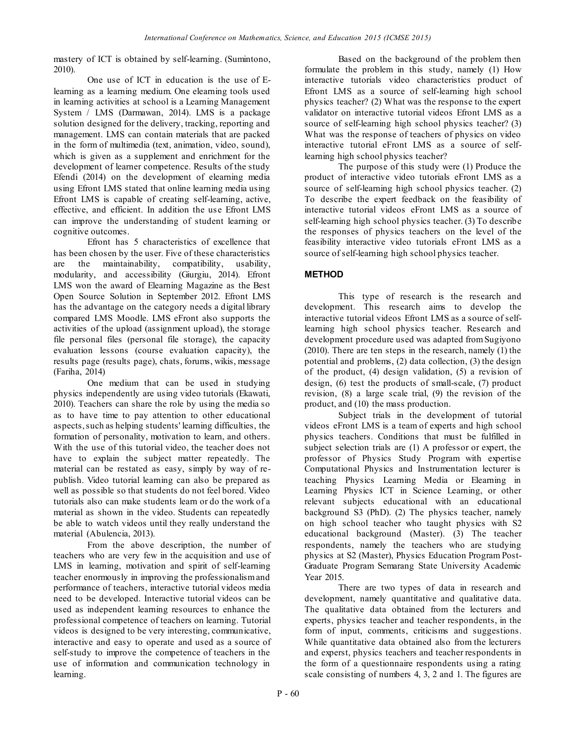mastery of ICT is obtained by self-learning. (Sumintono, 2010).

One use of ICT in education is the use of E-learning as a learning medium. One elearning tools used in learning activities at school is a Learning Management System / LMS (Darmawan, 2014). LMS is a package solution designed for the delivery, tracking, reporting and management. LMS can contain materials that are packed in the form of multimedia (text, animation, video, sound), which is given as a supplement and enrichment for the development of learner competence. Results of the study Efendi (2014) on the development of elearning media using Efront LMS stated that online learning media using Efront LMS is capable of creating self-learning, active, effective, and efficient. In addition the use Efront LMS can improve the understanding of student learning or cognitive outcomes.

Efront has 5 characteristics of excellence that has been chosen by the user. Five of these characteristics are the maintainability, compatibility, usability, modularity, and accessibility (Giurgiu, 2014). Efront LMS won the award of Elearning Magazine as the Best Open Source Solution in September 2012. Efront LMS has the advantage on the category needs a digital library compared LMS Moodle. LMS eFront also supports the activities of the upload (assignment upload), the storage file personal files (personal file storage), the capacity evaluation lessons (course evaluation capacity), the results page (results page), chats, forums, wikis, message (Fariha, 2014)

One medium that can be used in studying physics independently are using video tutorials (Ekawati, 2010). Teachers can share the role by using the media so as to have time to pay attention to other educational aspects, such as helping students' learning difficulties, the formation of personality, motivation to learn, and others. With the use of this tutorial video, the teacher does not have to explain the subject matter repeatedly. The material can be restated as easy, simply by way of re-publish. Video tutorial learning can also be prepared as well as possible so that students do not feel bored. Video tutorials also can make students learn or do the work of a material as shown in the video. Students can repeatedly be able to watch videos until they really understand the material (Abulencia, 2013).

From the above description, the number of teachers who are very few in the acquisition and use of LMS in learning, motivation and spirit of self-learning teacher enormously in improving the professionalism and performance of teachers, interactive tutorial videos media need to be developed. Interactive tutorial videos can be used as independent learning resources to enhance the professional competence of teachers on learning. Tutorial videos is designed to be very interesting, communicative, interactive and easy to operate and used as a source of self-study to improve the competence of teachers in the use of information and communication technology in learning.

Based on the background of the problem then formulate the problem in this study, namely (1) How interactive tutorials video characteristics product of Efront LMS as a source of self-learning high school physics teacher? (2) What was the response to the expert validator on interactive tutorial videos Efront LMS as a source of self-learning high school physics teacher? (3) What was the response of teachers of physics on video interactive tutorial eFront LMS as a source of self-learning high school physics teacher?

The purpose of this study were (1) Produce the product of interactive video tutorials eFront LMS as a source of self-learning high school physics teacher. (2) To describe the expert feedback on the feasibility of interactive tutorial videos eFront LMS as a source of self-learning high school physics teacher. (3) To describe the responses of physics teachers on the level of the feasibility interactive video tutorials eFront LMS as a source of self-learning high school physics teacher.

## METHOD

This type of research is the research and development. This research aims to develop the interactive tutorial videos Efront LMS as a source of self-learning high school physics teacher. Research and development procedure used was adapted from Sugiyono (2010). There are ten steps in the research, namely (1) the potential and problems, (2) data collection, (3) the design of the product, (4) design validation, (5) a revision of design, (6) test the products of small-scale, (7) product revision, (8) a large scale trial, (9) the revision of the product, and (10) the mass production.

Subject trials in the development of tutorial videos eFront LMS is a team of experts and high school physics teachers. Conditions that must be fulfilled in subject selection trials are (1) A professor or expert, the professor of Physics Study Program with expertise Computational Physics and Instrumentation lecturer is teaching Physics Learning Media or Elearning in Learning Physics ICT in Science Learning, or other relevant subjects educational with an educational background S3 (PhD). (2) The physics teacher, namely on high school teacher who taught physics with S2 educational background (Master). (3) The teacher respondents, namely the teachers who are studying physics at S2 (Master), Physics Education Program Post-Graduate Program Semarang State University Academic Year 2015.

There are two types of data in research and development, namely quantitative and qualitative data. The qualitative data obtained from the lecturers and experts, physics teacher and teacher respondents, in the form of input, comments, criticisms and suggestions. While quantitative data obtained also from the lecturers and experst, physics teachers and teacher respondents in the form of a questionnaire respondents using a rating scale consisting of numbers 4, 3, 2 and 1. The figures are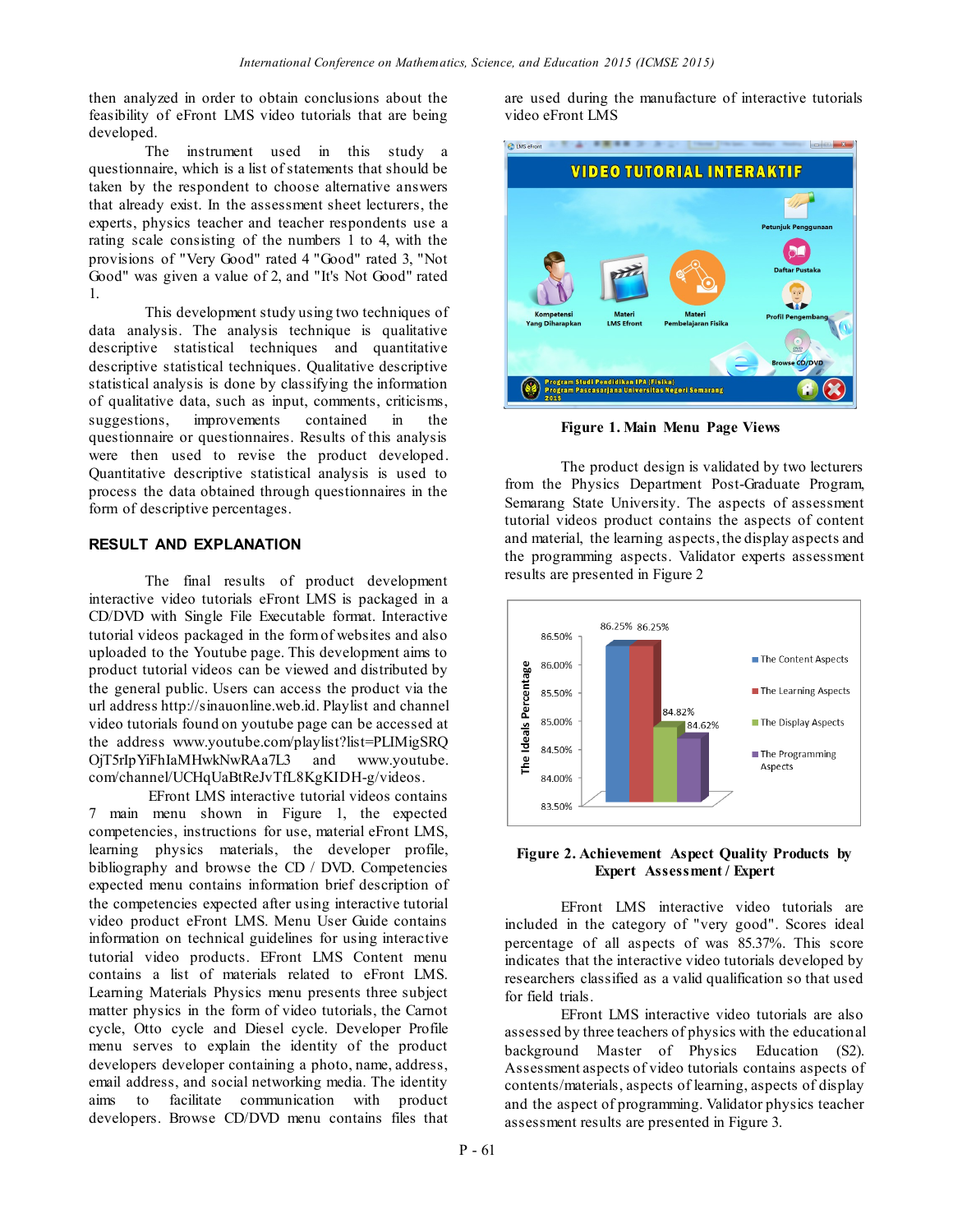then analyzed in order to obtain conclusions about the feasibility of eFront LMS video tutorials that are being developed.

The instrument used in this study a questionnaire, which is a list of statements that should be taken by the respondent to choose alternative answers that already exist. In the assessment sheet lecturers, the experts, physics teacher and teacher respondents use a rating scale consisting of the numbers 1 to 4, with the provisions of "Very Good" rated 4 "Good" rated 3, "Not Good" was given a value of 2, and "It's Not Good" rated 1.

This development study using two techniques of data analysis. The analysis technique is qualitative descriptive statistical techniques and quantitative descriptive statistical techniques. Qualitative descriptive statistical analysis is done by classifying the information of qualitative data, such as input, comments, criticisms, suggestions, improvements contained in the questionnaire or questionnaires. Results of this analysis were then used to revise the product developed. Quantitative descriptive statistical analysis is used to process the data obtained through questionnaires in the form of descriptive percentages.

## RESULT AND EXPLANATION

The final results of product development interactive video tutorials eFront LMS is packaged in a CD/DVD with Single File Executable format. Interactive tutorial videos packaged in the form of websites and also uploaded to the Youtube page. This development aims to product tutorial videos can be viewed and distributed by the general public. Users can access the product via the url address http://sinauonline.web.id. Playlist and channel video tutorials found on youtube page can be accessed at the address www.youtube.com/playlist?list=PLIMigSRQOjT5rIpYiFhIaMHwkNwRAa7L3 and www.youtube.com/channel/UCHqUaBtReJvTfL8KgKIDH-g/videos.

EFront LMS interactive tutorial videos contains 7 main menu shown in Figure 1, the expected competencies, instructions for use, material eFront LMS, learning physics materials, the developer profile, bibliography and browse the CD / DVD. Competencies expected menu contains information brief description of the competencies expected after using interactive tutorial video product eFront LMS. Menu User Guide contains information on technical guidelines for using interactive tutorial video products. EFront LMS Content menu contains a list of materials related to eFront LMS. Learning Materials Physics menu presents three subject matter physics in the form of video tutorials, the Carnot cycle, Otto cycle and Diesel cycle. Developer Profile menu serves to explain the identity of the product developers developer containing a photo, name, address, email address, and social networking media. The identity aims to facilitate communication with product developers. Browse CD/DVD menu contains files that are used during the manufacture of interactive tutorials video eFront LMS

**Figure 1. Main Menu Page Views**

The product design is validated by two lecturers from the Physics Department Post-Graduate Program, Semarang State University. The aspects of assessment tutorial videos product contains the aspects of content and material, the learning aspects, the display aspects and the programming aspects. Validator experts assessment results are presented in Figure 2

**Figure 2. Achievement Aspect Quality Products by Expert Assessment / Expert**

EFront LMS interactive video tutorials are included in the category of "very good". Scores ideal percentage of all aspects of was 85.37%. This score indicates that the interactive video tutorials developed by researchers classified as a valid qualification so that used for field trials.

EFront LMS interactive video tutorials are also assessed by three teachers of physics with the educational background Master of Physics Education (S2). Assessment aspects of video tutorials contains aspects of contents/materials, aspects of learning, aspects of display and the aspect of programming. Validator physics teacher assessment results are presented in Figure 3.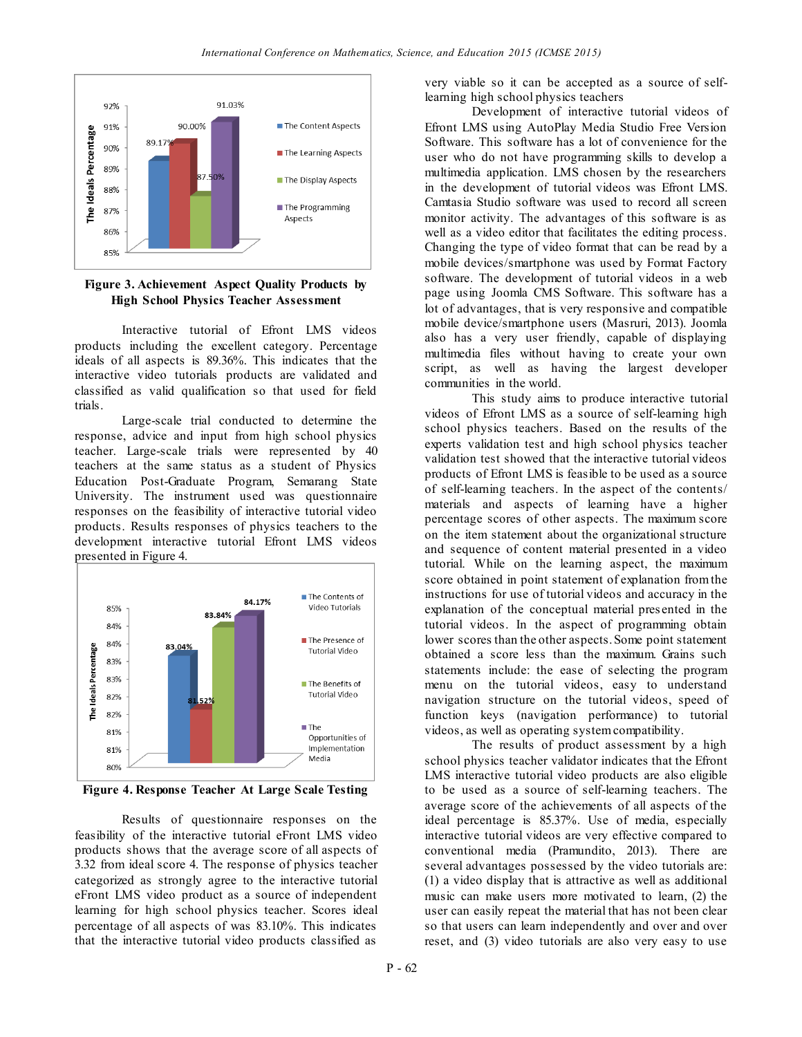**Figure 3. Achievement Aspect Quality Products by High School Physics Teacher Assessment**

Interactive tutorial of Efront LMS videos products including the excellent category. Percentage ideals of all aspects is 89.36%. This indicates that the interactive video tutorials products are validated and classified as valid qualification so that used for field trials.

Large-scale trial conducted to determine the response, advice and input from high school physics teacher. Large-scale trials were represented by 40 teachers at the same status as a student of Physics Education Post-Graduate Program, Semarang State University. The instrument used was questionnaire responses on the feasibility of interactive tutorial video products. Results responses of physics teachers to the development interactive tutorial Efront LMS videos presented in Figure 4.

**Figure 4. Response Teacher At Large Scale Testing**

Results of questionnaire responses on the feasibility of the interactive tutorial eFront LMS video products shows that the average score of all aspects of 3.32 from ideal score 4. The response of physics teacher categorized as strongly agree to the interactive tutorial eFront LMS video product as a source of independent learning for high school physics teacher. Scores ideal percentage of all aspects of was 83.10%. This indicates that the interactive tutorial video products classified as very viable so it can be accepted as a source of self-learning high school physics teachers

Development of interactive tutorial videos of Efront LMS using AutoPlay Media Studio Free Version Software. This software has a lot of convenience for the user who do not have programming skills to develop a multimedia application. LMS chosen by the researchers in the development of tutorial videos was Efront LMS. Camtasia Studio software was used to record all screen monitor activity. The advantages of this software is as well as a video editor that facilitates the editing process. Changing the type of video format that can be read by a mobile devices/smartphone was used by Format Factory software. The development of tutorial videos in a web page using Joomla CMS Software. This software has a lot of advantages, that is very responsive and compatible mobile device/smartphone users (Masruri, 2013). Joomla also has a very user friendly, capable of displaying multimedia files without having to create your own script, as well as having the largest developer communities in the world.

This study aims to produce interactive tutorial videos of Efront LMS as a source of self-learning high school physics teachers. Based on the results of the experts validation test and high school physics teacher validation test showed that the interactive tutorial videos products of Efront LMS is feasible to be used as a source of self-learning teachers. In the aspect of the contents/ materials and aspects of learning have a higher percentage scores of other aspects. The maximum score on the item statement about the organizational structure and sequence of content material presented in a video tutorial. While on the learning aspect, the maximum score obtained in point statement of explanation from the instructions for use of tutorial videos and accuracy in the explanation of the conceptual material presented in the tutorial videos. In the aspect of programming obtain lower scores than the other aspects. Some point statement obtained a score less than the maximum. Grains such statements include: the ease of selecting the program menu on the tutorial videos, easy to understand navigation structure on the tutorial videos, speed of function keys (navigation performance) to tutorial videos, as well as operating system compatibility.

The results of product assessment by a high school physics teacher validator indicates that the Efront LMS interactive tutorial video products are also eligible to be used as a source of self-learning teachers. The average score of the achievements of all aspects of the ideal percentage is 85.37%. Use of media, especially interactive tutorial videos are very effective compared to conventional media (Pramundito, 2013). There are several advantages possessed by the video tutorials are: (1) a video display that is attractive as well as additional music can make users more motivated to learn, (2) the user can easily repeat the material that has not been clear so that users can learn independently and over and over reset, and (3) video tutorials are also very easy to use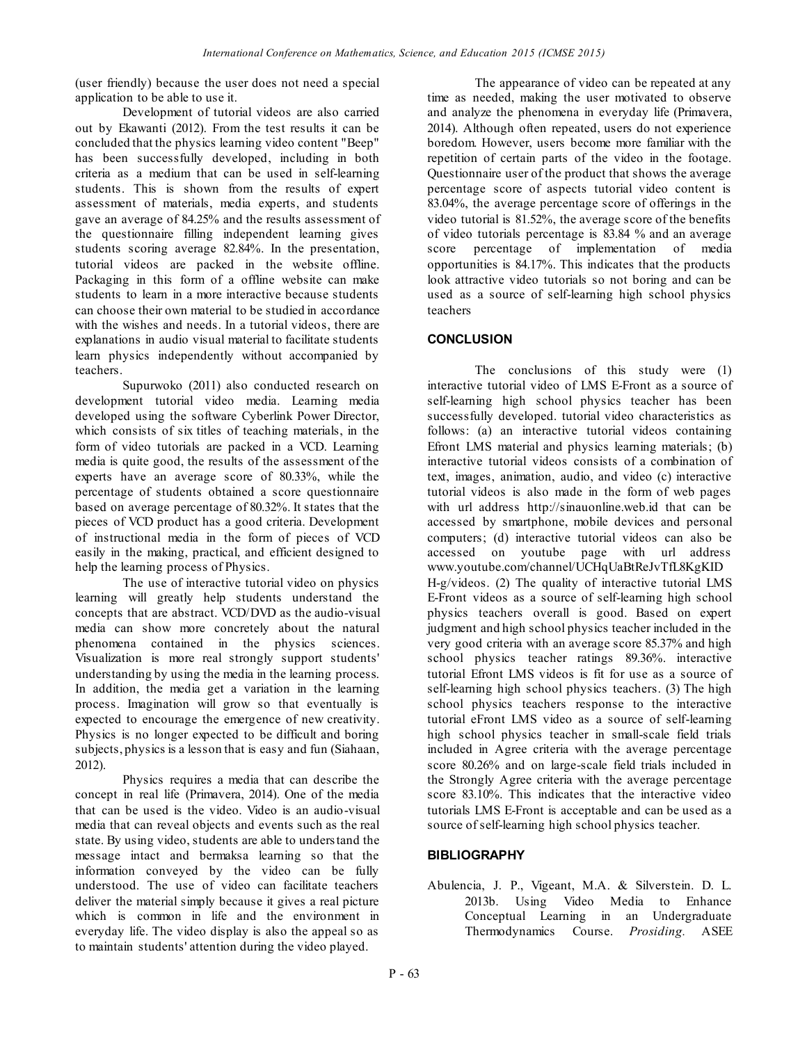(user friendly) because the user does not need a special application to be able to use it.

Development of tutorial videos are also carried out by Ekawanti (2012). From the test results it can be concluded that the physics learning video content "Beep" has been successfully developed, including in both criteria as a medium that can be used in self-learning students. This is shown from the results of expert assessment of materials, media experts, and students gave an average of 84.25% and the results assessment of the questionnaire filling independent learning gives students scoring average 82.84%. In the presentation, tutorial videos are packed in the website offline. Packaging in this form of a offline website can make students to learn in a more interactive because students can choose their own material to be studied in accordance with the wishes and needs. In a tutorial videos, there are explanations in audio visual material to facilitate students learn physics independently without accompanied by teachers.

Supurwoko (2011) also conducted research on development tutorial video media. Learning media developed using the software Cyberlink Power Director, which consists of six titles of teaching materials, in the form of video tutorials are packed in a VCD. Learning media is quite good, the results of the assessment of the experts have an average score of 80.33%, while the percentage of students obtained a score questionnaire based on average percentage of 80.32%. It states that the pieces of VCD product has a good criteria. Development of instructional media in the form of pieces of VCD easily in the making, practical, and efficient designed to help the learning process of Physics.

The use of interactive tutorial video on physics learning will greatly help students understand the concepts that are abstract. VCD/DVD as the audio-visual media can show more concretely about the natural phenomena contained in the physics sciences. Visualization is more real strongly support students' understanding by using the media in the learning process. In addition, the media get a variation in the learning process. Imagination will grow so that eventually is expected to encourage the emergence of new creativity. Physics is no longer expected to be difficult and boring subjects, physics is a lesson that is easy and fun (Siahaan, 2012).

Physics requires a media that can describe the concept in real life (Primavera, 2014). One of the media that can be used is the video. Video is an audio-visual media that can reveal objects and events such as the real state. By using video, students are able to understand the message intact and bermaksa learning so that the information conveyed by the video can be fully understood. The use of video can facilitate teachers deliver the material simply because it gives a real picture which is common in life and the environment in everyday life. The video display is also the appeal so as to maintain students' attention during the video played.

The appearance of video can be repeated at any time as needed, making the user motivated to observe and analyze the phenomena in everyday life (Primavera, 2014). Although often repeated, users do not experience boredom. However, users become more familiar with the repetition of certain parts of the video in the footage. Questionnaire user of the product that shows the average percentage score of aspects tutorial video content is 83.04%, the average percentage score of offerings in the video tutorial is 81.52%, the average score of the benefits of video tutorials percentage is 83.84 % and an average score percentage of implementation of media opportunities is 84.17%. This indicates that the products look attractive video tutorials so not boring and can be used as a source of self-learning high school physics teachers

## CONCLUSION

The conclusions of this study were (1) interactive tutorial video of LMS E-Front as a source of self-learning high school physics teacher has been successfully developed. tutorial video characteristics as follows: (a) an interactive tutorial videos containing Efront LMS material and physics learning materials; (b) interactive tutorial videos consists of a combination of text, images, animation, audio, and video (c) interactive tutorial videos is also made in the form of web pages with url address http://sinauonline.web.id that can be accessed by smartphone, mobile devices and personal computers; (d) interactive tutorial videos can also be accessed on youtube page with url address www.youtube.com/channel/UCHqUaBtReJvTfL8KgKID H-g/videos. (2) The quality of interactive tutorial LMS E-Front videos as a source of self-learning high school physics teachers overall is good. Based on expert judgment and high school physics teacher included in the very good criteria with an average score 85.37% and high school physics teacher ratings 89.36%. interactive tutorial Efront LMS videos is fit for use as a source of self-learning high school physics teachers. (3) The high school physics teachers response to the interactive tutorial eFront LMS video as a source of self-learning high school physics teacher in small-scale field trials included in Agree criteria with the average percentage score 80.26% and on large-scale field trials included in the Strongly Agree criteria with the average percentage score 83.10%. This indicates that the interactive video tutorials LMS E-Front is acceptable and can be used as a source of self-learning high school physics teacher.

## BIBLIOGRAPHY

Abulencia, J. P., Vigeant, M.A. & Silverstein. D. L. 2013b. Using Video Media to Enhance Conceptual Learning in an Undergraduate Thermodynamics Course. *Prosiding.* ASEE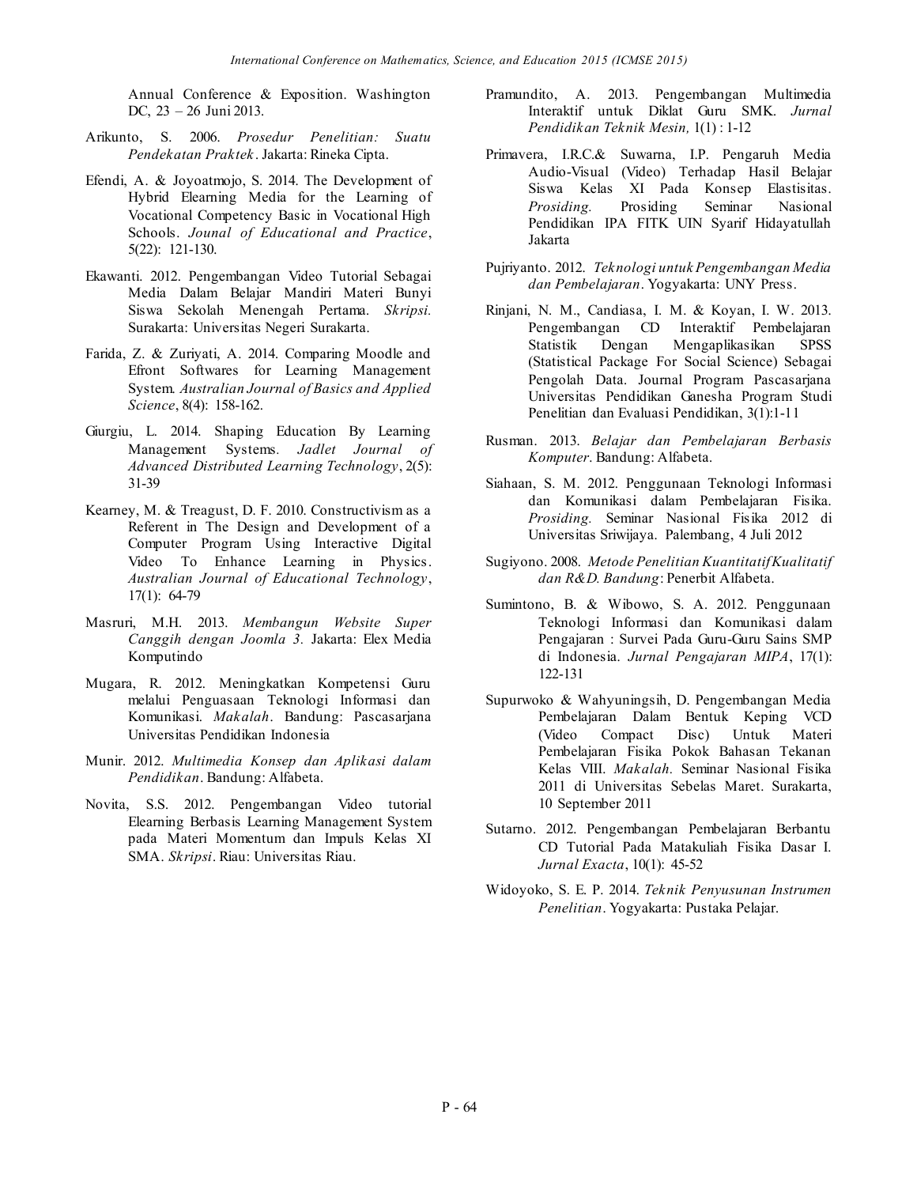Annual Conference & Exposition. Washington DC, 23 – 26 Juni 2013.

Arikunto, S. 2006. *Prosedur Penelitian: Suatu Pendekatan Praktek*. Jakarta: Rineka Cipta.

Efendi, A. & Joyoatmojo, S. 2014. The Development of Hybrid Elearning Media for the Learning of Vocational Competency Basic in Vocational High Schools. *Jounal of Educational and Practice*, 5(22): 121-130.

Ekawanti. 2012. Pengembangan Video Tutorial Sebagai Media Dalam Belajar Mandiri Materi Bunyi Siswa Sekolah Menengah Pertama. *Skripsi.* Surakarta: Universitas Negeri Surakarta.

Farida, Z. & Zuriyati, A. 2014. Comparing Moodle and Efront Softwares for Learning Management System. *Australian Journal of Basics and Applied Science*, 8(4): 158-162.

Giurgiu, L. 2014. Shaping Education By Learning Management Systems. *Jadlet Journal of Advanced Distributed Learning Technology*, 2(5): 31-39

Kearney, M. & Treagust, D. F. 2010. Constructivism as a Referent in The Design and Development of a Computer Program Using Interactive Digital Video To Enhance Learning in Physics. *Australian Journal of Educational Technology*, 17(1): 64-79

Masruri, M.H. 2013. *Membangun Website Super Canggih dengan Joomla 3.* Jakarta: Elex Media Komputindo

Mugara, R. 2012. Meningkatkan Kompetensi Guru melalui Penguasaan Teknologi Informasi dan Komunikasi. *Makalah*. Bandung: Pascasarjana Universitas Pendidikan Indonesia

Munir. 2012. *Multimedia Konsep dan Aplikasi dalam Pendidikan*. Bandung: Alfabeta.

Novita, S.S. 2012. Pengembangan Video tutorial Elearning Berbasis Learning Management System pada Materi Momentum dan Impuls Kelas XI SMA. *Skripsi*. Riau: Universitas Riau.

Pramundito, A. 2013. Pengembangan Multimedia Interaktif untuk Diklat Guru SMK. *Jurnal Pendidikan Teknik Mesin,* 1(1) : 1-12

Primavera, I.R.C.& Suwarna, I.P. Pengaruh Media Audio-Visual (Video) Terhadap Hasil Belajar Siswa Kelas XI Pada Konsep Elastisitas. *Prosiding.* Prosiding Seminar Nasional Pendidikan IPA FITK UIN Syarif Hidayatullah Jakarta

Pujriyanto. 2012. *Teknologi untuk Pengembangan Media dan Pembelajaran*. Yogyakarta: UNY Press.

Rinjani, N. M., Candiasa, I. M. & Koyan, I. W. 2013. Pengembangan CD Interaktif Pembelajaran Statistik Dengan Mengaplikasikan SPSS (Statistical Package For Social Science) Sebagai Pengolah Data. Journal Program Pascasarjana Universitas Pendidikan Ganesha Program Studi Penelitian dan Evaluasi Pendidikan, 3(1):1-11

Rusman. 2013. *Belajar dan Pembelajaran Berbasis Komputer*. Bandung: Alfabeta.

Siahaan, S. M. 2012. Penggunaan Teknologi Informasi dan Komunikasi dalam Pembelajaran Fisika. *Prosiding.* Seminar Nasional Fisika 2012 di Universitas Sriwijaya. Palembang, 4 Juli 2012

Sugiyono. 2008. *Metode Penelitian Kuantitatif Kualitatif dan R&D. Bandung*: Penerbit Alfabeta.

Sumintono, B. & Wibowo, S. A. 2012. Penggunaan Teknologi Informasi dan Komunikasi dalam Pengajaran : Survei Pada Guru-Guru Sains SMP di Indonesia. *Jurnal Pengajaran MIPA*, 17(1): 122-131

Supurwoko & Wahyuningsih, D. Pengembangan Media Pembelajaran Dalam Bentuk Keping VCD (Video Compact Disc) Untuk Materi Pembelajaran Fisika Pokok Bahasan Tekanan Kelas VIII. *Makalah.* Seminar Nasional Fisika 2011 di Universitas Sebelas Maret. Surakarta, 10 September 2011

Sutarno. 2012. Pengembangan Pembelajaran Berbantu CD Tutorial Pada Matakuliah Fisika Dasar I. *Jurnal Exacta*, 10(1): 45-52

Widoyoko, S. E. P. 2014. *Teknik Penyusunan Instrumen Penelitian*. Yogyakarta: Pustaka Pelajar.